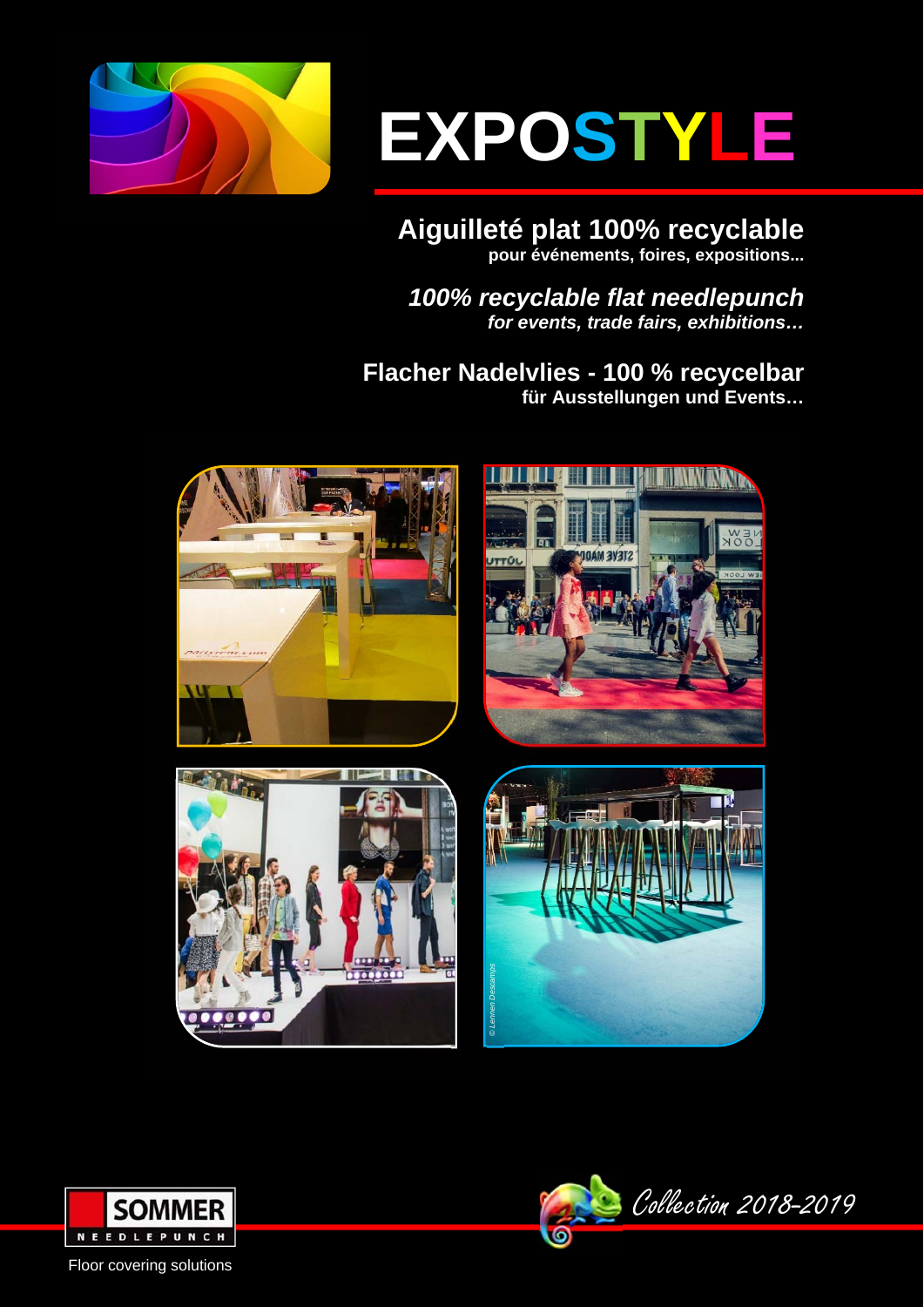# EXPOSTYLE

## Aiguilleté plat 100% recyclable

**pour événements, foires, expositions...**

## *100% recyclable flat needlepunch*

***for events, trade fairs, exhibitions…***

## Flacher Nadelvlies - 100 % recycelbar

**für Ausstellungen und Events…**

© Lennen Descamps

SOMMER NEEDLEPUNCH

Floor covering solutions

*Collection 2018-2019*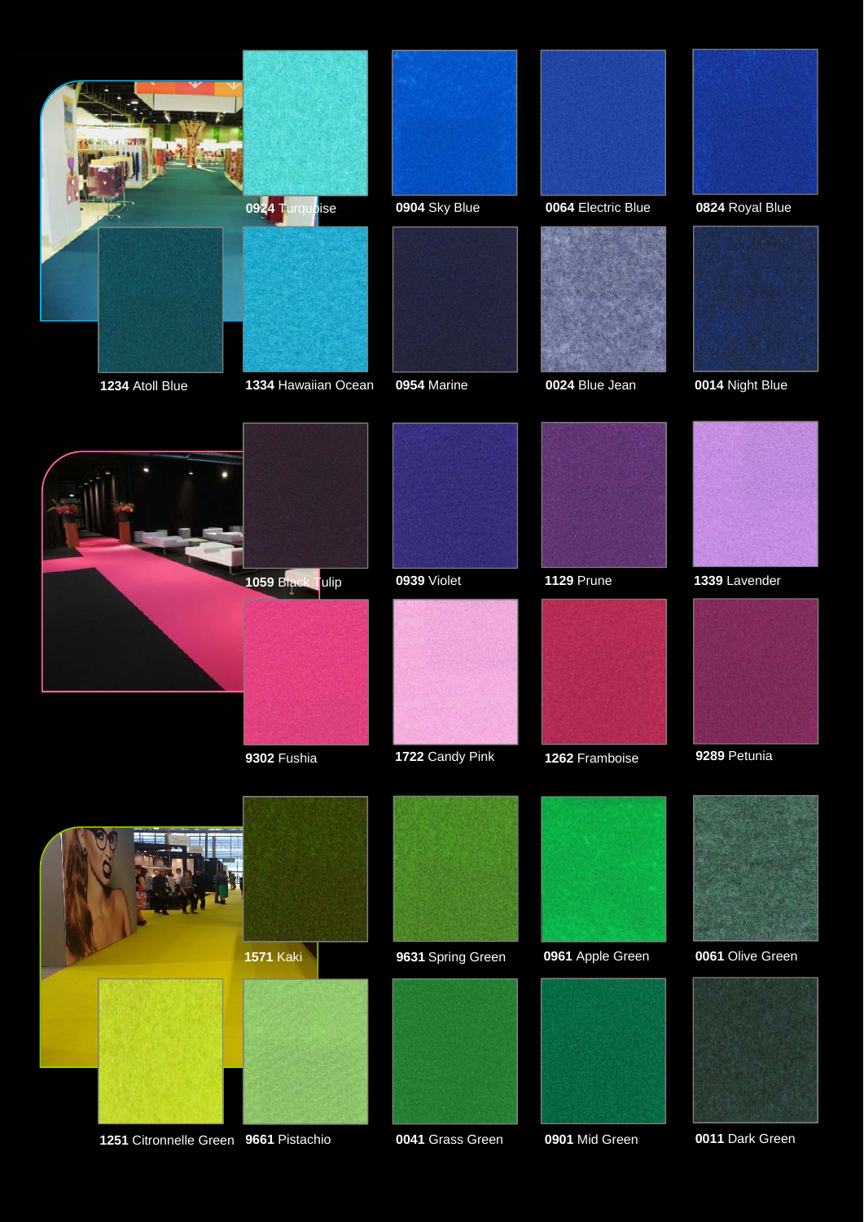0924 Turquoise

0904 Sky Blue

0064 Electric Blue

0824 Royal Blue

1234 Atoll Blue

1334 Hawaiian Ocean

0954 Marine

0024 Blue Jean

0014 Night Blue

1059 Black Tulip

0939 Violet

1129 Prune

1339 Lavender

9302 Fushia

1722 Candy Pink

1262 Framboise

9289 Petunia

1571 Kaki

9631 Spring Green

0961 Apple Green

0061 Olive Green

1251 Citronnelle Green

9661 Pistachio

0041 Grass Green

0901 Mid Green

0011 Dark Green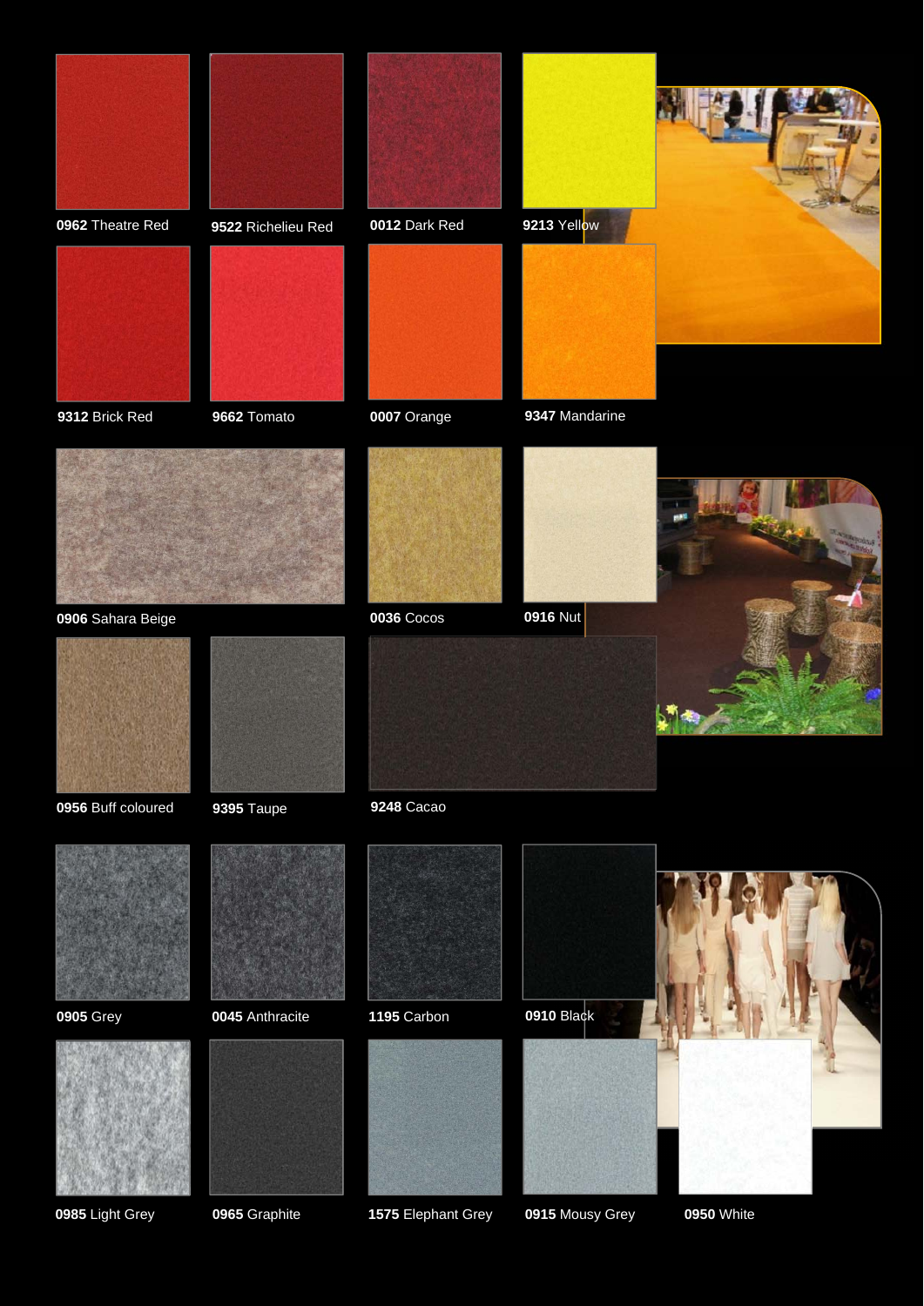**0962** Theatre Red

**9522** Richelieu Red

**0012** Dark Red

**9213** Yellow

**9312** Brick Red

**9662** Tomato

**0007** Orange

**9347** Mandarine

**0906** Sahara Beige

**0036** Cocos

**0916** Nut

**0956** Buff coloured

**9395** Taupe

**9248** Cacao

**0905** Grey

**0045** Anthracite

**1195** Carbon

**0910** Black

**0985** Light Grey

**0965** Graphite

**1575** Elephant Grey

**0915** Mousy Grey

**0950** White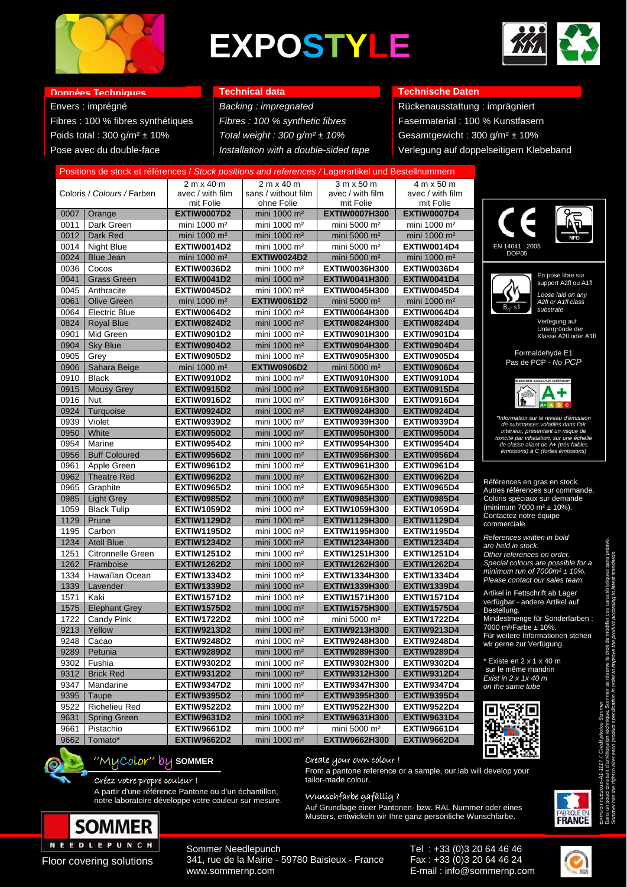# EXPOSTYLE

## Données Techniques

Envers : imprégné
Fibres : 100 % fibres synthétiques
Poids total : 300 g/m² ± 10%
Pose avec du double-face

## Technical data

*Backing : impregnated*
*Fibres : 100 % synthetic fibres*
*Total weight : 300 g/m² ± 10%*
*Installation with a double-sided tape*

## Technische Daten

Rückenausstattung : imprägniert
Fasermaterial : 100 % Kunstfasern
Gesamtgewicht : 300 g/m² ± 10%
Verlegung auf doppelseitigem Klebeband

Positions de stock et références / *Stock positions and references* / Lagerartikel und Bestellnummern

| Coloris / *Colours* / Farben | | 2 m x 40 m avec / with film mit Folie | 2 m x 40 m sans / without film ohne Folie | 3 m x 50 m avec / with film mit Folie | 4 m x 50 m avec / with film mit Folie |
|---|---|---|---|---|---|
| 0007 | Orange | **EXTIW0007D2** | mini 1000 m² | **EXTIW0007H300** | **EXTIW0007D4** |
| 0011 | Dark Green | mini 1000 m² | mini 1000 m² | mini 5000 m² | mini 1000 m² |
| 0012 | Dark Red | mini 1000 m² | mini 1000 m² | mini 5000 m² | mini 1000 m² |
| 0014 | Night Blue | **EXTIW0014D2** | mini 1000 m² | mini 5000 m² | **EXTIW0014D4** |
| 0024 | Blue Jean | mini 1000 m² | **EXTIW0024D2** | mini 5000 m² | mini 1000 m² |
| 0036 | Cocos | **EXTIW0036D2** | mini 1000 m² | **EXTIW0036H300** | **EXTIW0036D4** |
| 0041 | Grass Green | **EXTIW0041D2** | mini 1000 m² | **EXTIW0041H300** | **EXTIW0041D4** |
| 0045 | Anthracite | **EXTIW0045D2** | mini 1000 m² | **EXTIW0045H300** | **EXTIW0045D4** |
| 0061 | Olive Green | mini 1000 m² | **EXTIW0061D2** | mini 5000 m² | mini 1000 m² |
| 0064 | Electric Blue | **EXTIW0064D2** | mini 1000 m² | **EXTIW0064H300** | **EXTIW0064D4** |
| 0824 | Royal Blue | **EXTIW0824D2** | mini 1000 m² | **EXTIW0824H300** | **EXTIW0824D4** |
| 0901 | Mid Green | **EXTIW0901D2** | mini 1000 m² | **EXTIW0901H300** | **EXTIW0901D4** |
| 0904 | Sky Blue | **EXTIW0904D2** | mini 1000 m² | **EXTIW0904H300** | **EXTIW0904D4** |
| 0905 | Grey | **EXTIW0905D2** | mini 1000 m² | **EXTIW0905H300** | **EXTIW0905D4** |
| 0906 | Sahara Beige | mini 1000 m² | **EXTIW0906D2** | mini 5000 m² | **EXTIW0906D4** |
| 0910 | Black | **EXTIW0910D2** | mini 1000 m² | **EXTIW0910H300** | **EXTIW0910D4** |
| 0915 | Mousy Grey | **EXTIW0915D2** | mini 1000 m² | **EXTIW0915H300** | **EXTIW0915D4** |
| 0916 | Nut | **EXTIW0916D2** | mini 1000 m² | **EXTIW0916H300** | **EXTIW0916D4** |
| 0924 | Turquoise | **EXTIW0924D2** | mini 1000 m² | **EXTIW0924H300** | **EXTIW0924D4** |
| 0939 | Violet | **EXTIW0939D2** | mini 1000 m² | **EXTIW0939H300** | **EXTIW0939D4** |
| 0950 | White | **EXTIW0950D2** | mini 1000 m² | **EXTIW0950H300** | **EXTIW0950D4** |
| 0954 | Marine | **EXTIW0954D2** | mini 1000 m² | **EXTIW0954H300** | **EXTIW0954D4** |
| 0956 | Buff Coloured | **EXTIW0956D2** | mini 1000 m² | **EXTIW0956H300** | **EXTIW0956D4** |
| 0961 | Apple Green | **EXTIW0961D2** | mini 1000 m² | **EXTIW0961H300** | **EXTIW0961D4** |
| 0962 | Theatre Red | **EXTIW0962D2** | mini 1000 m² | **EXTIW0962H300** | **EXTIW0962D4** |
| 0965 | Graphite | **EXTIW0965D2** | mini 1000 m² | **EXTIW0965H300** | **EXTIW0965D4** |
| 0985 | Light Grey | **EXTIW0985D2** | mini 1000 m² | **EXTIW0985H300** | **EXTIW0985D4** |
| 1059 | Black Tulip | **EXTIW1059D2** | mini 1000 m² | **EXTIW1059H300** | **EXTIW1059D4** |
| 1129 | Prune | **EXTIW1129D2** | mini 1000 m² | **EXTIW1129H300** | **EXTIW1129D4** |
| 1195 | Carbon | **EXTIW1195D2** | mini 1000 m² | **EXTIW1195H300** | **EXTIW1195D4** |
| 1234 | Atoll Blue | **EXTIW1234D2** | mini 1000 m² | **EXTIW1234H300** | **EXTIW1234D4** |
| 1251 | Citronnelle Green | **EXTIW1251D2** | mini 1000 m² | **EXTIW1251H300** | **EXTIW1251D4** |
| 1262 | Framboise | **EXTIW1262D2** | mini 1000 m² | **EXTIW1262H300** | **EXTIW1262D4** |
| 1334 | Hawaïan Ocean | **EXTIW1334D2** | mini 1000 m² | **EXTIW1334H300** | **EXTIW1334D4** |
| 1339 | Lavender | **EXTIW1339D2** | mini 1000 m² | **EXTIW1339H300** | **EXTIW1339D4** |
| 1571 | Kaki | **EXTIW1571D2** | mini 1000 m² | **EXTIW1571H300** | **EXTIW1571D4** |
| 1575 | Elephant Grey | **EXTIW1575D2** | mini 1000 m² | **EXTIW1575H300** | **EXTIW1575D4** |
| 1722 | Candy Pink | **EXTIW1722D2** | mini 1000 m² | mini 5000 m² | **EXTIW1722D4** |
| 9213 | Yellow | **EXTIW9213D2** | mini 1000 m² | **EXTIW9213H300** | **EXTIW9213D4** |
| 9248 | Cacao | **EXTIW9248D2** | mini 1000 m² | **EXTIW9248H300** | **EXTIW9248D4** |
| 9289 | Petunia | **EXTIW9289D2** | mini 1000 m² | **EXTIW9289H300** | **EXTIW9289D4** |
| 9302 | Fushia | **EXTIW9302D2** | mini 1000 m² | **EXTIW9302H300** | **EXTIW9302D4** |
| 9312 | Brick Red | **EXTIW9312D2** | mini 1000 m² | **EXTIW9312H300** | **EXTIW9312D4** |
| 9347 | Mandarine | **EXTIW9347D2** | mini 1000 m² | **EXTIW9347H300** | **EXTIW9347D4** |
| 9395 | Taupe | **EXTIW9395D2** | mini 1000 m² | **EXTIW9395H300** | **EXTIW9395D4** |
| 9522 | Richelieu Red | **EXTIW9522D2** | mini 1000 m² | **EXTIW9522H300** | **EXTIW9522D4** |
| 9631 | Spring Green | **EXTIW9631D2** | mini 1000 m² | **EXTIW9631H300** | **EXTIW9631D4** |
| 9661 | Pistachio | **EXTIW9661D2** | mini 1000 m² | mini 5000 m² | **EXTIW9661D4** |
| 9662 | Tomato* | **EXTIW9662D2** | mini 1000 m² | **EXTIW9662H300** | **EXTIW9662D4** |

EN 14041 : 2005
DOP05

En pose libre sur support A2fl ou A1fl

*Loose laid on any A2fl or A1fl class substrate*

Verlegung auf Untergründe der Klasse A2fl oder A1fl

$B_{fl}$ - s1

Formaldehyde E1
Pas de PCP - *No PCP*

*\*Information sur le niveau d'émission de substances volatiles dans l'air intérieur, présentant un risque de toxicité par inhalation, sur une échelle de classe allant de A+ (très faibles émissions) à C (fortes émissions)*

Références en gras en stock. Autres références sur commande. Coloris spéciaux sur demande (minimum 7000 m² ± 10%). Contactez notre équipe commerciale.

*References written in bold are held in stock. Other references on order. Special colours are possible for a minimum run of 7000m² ± 10%. Please contact our sales team.*

Artikel in Fettschrift ab Lager verfügbar - andere Artikel auf Bestellung. Mindestmenge für Sonderfarben : 7000 m²/Farbe ± 10%. Für weitere Informationen stehen wir gerne zur Verfügung.

\* Existe en 2 x 1 x 40 m sur le même mandrin
*Exist in 2 x 1x 40 m on the same tube*

"MyColor" by SOMMER

Créez votre propre couleur !
A partir d'une référence Pantone ou d'un échantillon, notre laboratoire développe votre couleur sur mesure.

Create your own colour !
From a pantone reference or a sample, our lab will develop your tailor-made colour.

Wunschfarbe gefällig ?
Auf Grundlage einer Pantonen- bzw. RAL Nummer oder eines Musters, entwickeln wir Ihre ganz persönliche Wunschfarbe.

EXPOSTYLE2016-A1-1117 / Crédit photos Sommer
Dans un souci constant d'amélioration technique, Sommer se réserve le droit de modifier ces caractéristiques sans préavis.
*Sommer has the right to alter each product specification in order to improve the product according to latest standards.*

SOMMER NEEDLEPUNCH
Floor covering solutions

Sommer Needlepunch
341, rue de la Mairie - 59780 Baisieux - France
www.sommernp.com

Tel : +33 (0)3 20 64 46 46
Fax : +33 (0)3 20 64 46 24
E-mail : info@sommernp.com